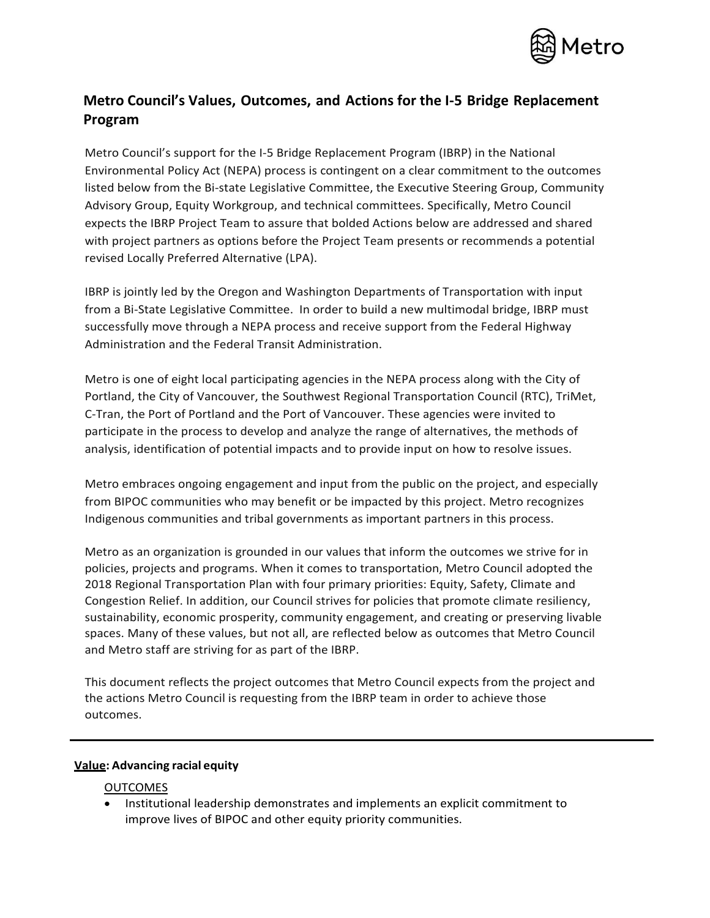# Metro Council's Values, Outcomes, and Actions for the I-5 Bridge Replacement Program

Metro Council's support for the I-5 Bridge Replacement Program (IBRP) in the National Environmental Policy Act (NEPA) process is contingent on a clear commitment to the outcomes listed below from the Bi-state Legislative Committee, the Executive Steering Group, Community Advisory Group, Equity Workgroup, and technical committees. Specifically, Metro Council expects the IBRP Project Team to assure that bolded Actions below are addressed and shared with project partners as options before the Project Team presents or recommends a potential revised Locally Preferred Alternative (LPA).

IBRP is jointly led by the Oregon and Washington Departments of Transportation with input from a Bi-State Legislative Committee. In order to build a new multimodal bridge, IBRP must successfully move through a NEPA process and receive support from the Federal Highway Administration and the Federal Transit Administration.

Metro is one of eight local participating agencies in the NEPA process along with the City of Portland, the City of Vancouver, the Southwest Regional Transportation Council (RTC), TriMet, C-Tran, the Port of Portland and the Port of Vancouver. These agencies were invited to participate in the process to develop and analyze the range of alternatives, the methods of analysis, identification of potential impacts and to provide input on how to resolve issues.

Metro embraces ongoing engagement and input from the public on the project, and especially from BIPOC communities who may benefit or be impacted by this project. Metro recognizes Indigenous communities and tribal governments as important partners in this process.

Metro as an organization is grounded in our values that inform the outcomes we strive for in policies, projects and programs. When it comes to transportation, Metro Council adopted the 2018 Regional Transportation Plan with four primary priorities: Equity, Safety, Climate and Congestion Relief. In addition, our Council strives for policies that promote climate resiliency, sustainability, economic prosperity, community engagement, and creating or preserving livable spaces. Many of these values, but not all, are reflected below as outcomes that Metro Council and Metro staff are striving for as part of the IBRP.

This document reflects the project outcomes that Metro Council expects from the project and the actions Metro Council is requesting from the IBRP team in order to achieve those outcomes.

---

**<u>Value</u>: Advancing racial equity**

<u>OUTCOMES</u>

- Institutional leadership demonstrates and implements an explicit commitment to improve lives of BIPOC and other equity priority communities.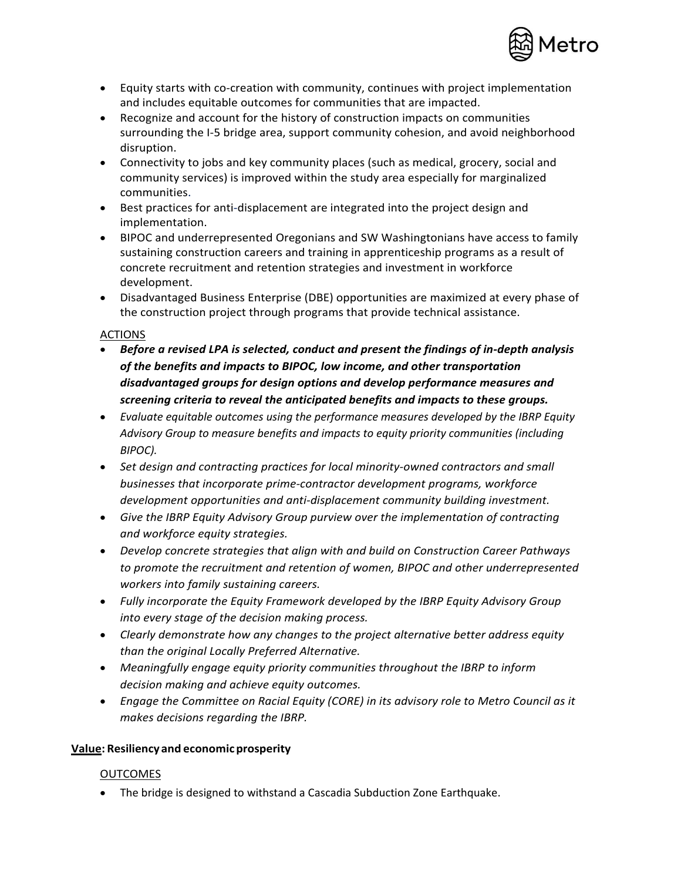- Equity starts with co-creation with community, continues with project implementation and includes equitable outcomes for communities that are impacted.
- Recognize and account for the history of construction impacts on communities surrounding the I-5 bridge area, support community cohesion, and avoid neighborhood disruption.
- Connectivity to jobs and key community places (such as medical, grocery, social and community services) is improved within the study area especially for marginalized communities.
- Best practices for anti-displacement are integrated into the project design and implementation.
- BIPOC and underrepresented Oregonians and SW Washingtonians have access to family sustaining construction careers and training in apprenticeship programs as a result of concrete recruitment and retention strategies and investment in workforce development.
- Disadvantaged Business Enterprise (DBE) opportunities are maximized at every phase of the construction project through programs that provide technical assistance.

<u>ACTIONS</u>

- ***Before a revised LPA is selected, conduct and present the findings of in-depth analysis of the benefits and impacts to BIPOC, low income, and other transportation disadvantaged groups for design options and develop performance measures and screening criteria to reveal the anticipated benefits and impacts to these groups.***
- *Evaluate equitable outcomes using the performance measures developed by the IBRP Equity Advisory Group to measure benefits and impacts to equity priority communities (including BIPOC).*
- *Set design and contracting practices for local minority-owned contractors and small businesses that incorporate prime-contractor development programs, workforce development opportunities and anti-displacement community building investment.*
- *Give the IBRP Equity Advisory Group purview over the implementation of contracting and workforce equity strategies.*
- *Develop concrete strategies that align with and build on Construction Career Pathways to promote the recruitment and retention of women, BIPOC and other underrepresented workers into family sustaining careers.*
- *Fully incorporate the Equity Framework developed by the IBRP Equity Advisory Group into every stage of the decision making process.*
- *Clearly demonstrate how any changes to the project alternative better address equity than the original Locally Preferred Alternative.*
- *Meaningfully engage equity priority communities throughout the IBRP to inform decision making and achieve equity outcomes.*
- *Engage the Committee on Racial Equity (CORE) in its advisory role to Metro Council as it makes decisions regarding the IBRP.*

**<u>Value</u>: Resiliency and economic prosperity**

<u>OUTCOMES</u>

- The bridge is designed to withstand a Cascadia Subduction Zone Earthquake.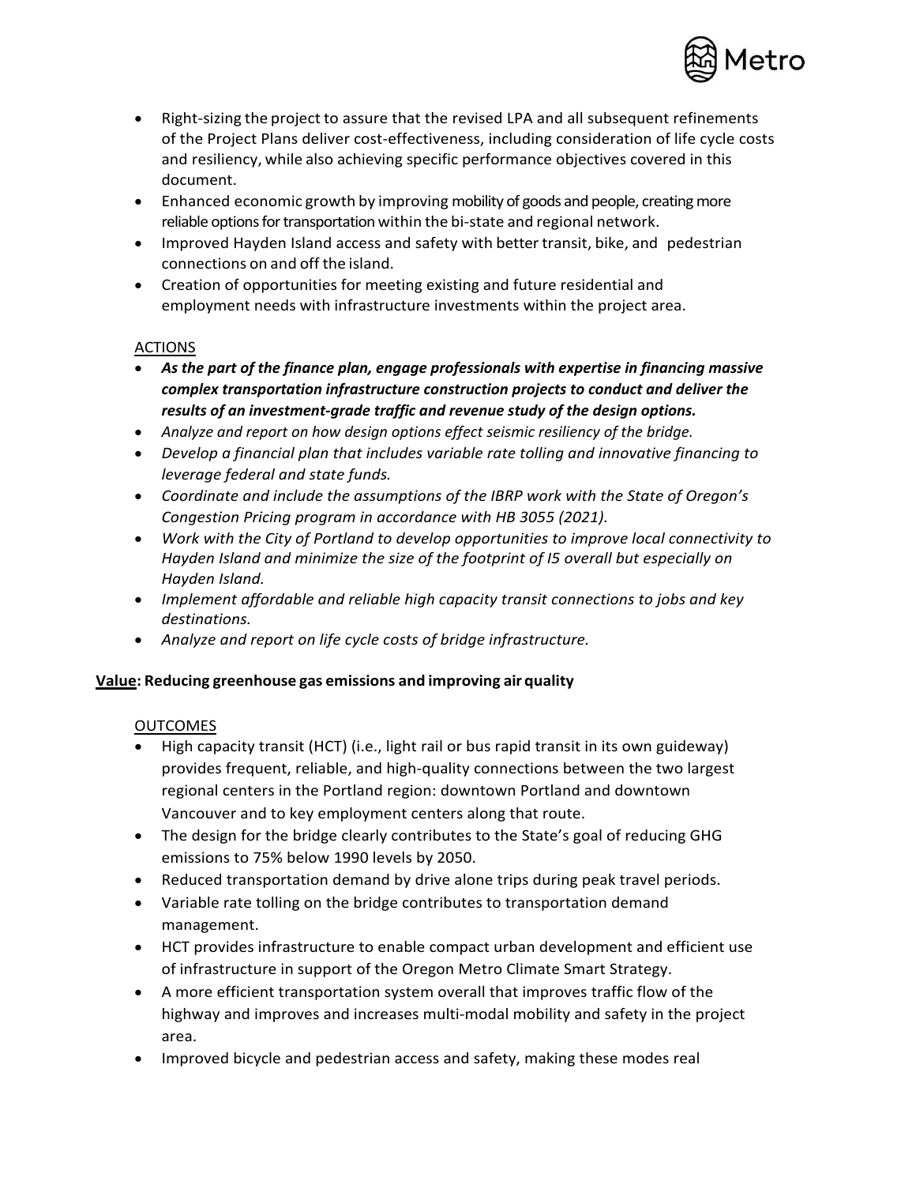- Right-sizing the project to assure that the revised LPA and all subsequent refinements of the Project Plans deliver cost-effectiveness, including consideration of life cycle costs and resiliency, while also achieving specific performance objectives covered in this document.
- Enhanced economic growth by improving mobility of goods and people, creating more reliable options for transportation within the bi-state and regional network.
- Improved Hayden Island access and safety with better transit, bike, and pedestrian connections on and off the island.
- Creation of opportunities for meeting existing and future residential and employment needs with infrastructure investments within the project area.

ACTIONS

- ***As the part of the finance plan, engage professionals with expertise in financing massive complex transportation infrastructure construction projects to conduct and deliver the results of an investment-grade traffic and revenue study of the design options.***
- *Analyze and report on how design options effect seismic resiliency of the bridge.*
- *Develop a financial plan that includes variable rate tolling and innovative financing to leverage federal and state funds.*
- *Coordinate and include the assumptions of the IBRP work with the State of Oregon's Congestion Pricing program in accordance with HB 3055 (2021).*
- *Work with the City of Portland to develop opportunities to improve local connectivity to Hayden Island and minimize the size of the footprint of I5 overall but especially on Hayden Island.*
- *Implement affordable and reliable high capacity transit connections to jobs and key destinations.*
- *Analyze and report on life cycle costs of bridge infrastructure.*

**Value: Reducing greenhouse gas emissions and improving air quality**

OUTCOMES

- High capacity transit (HCT) (i.e., light rail or bus rapid transit in its own guideway) provides frequent, reliable, and high-quality connections between the two largest regional centers in the Portland region: downtown Portland and downtown Vancouver and to key employment centers along that route.
- The design for the bridge clearly contributes to the State's goal of reducing GHG emissions to 75% below 1990 levels by 2050.
- Reduced transportation demand by drive alone trips during peak travel periods.
- Variable rate tolling on the bridge contributes to transportation demand management.
- HCT provides infrastructure to enable compact urban development and efficient use of infrastructure in support of the Oregon Metro Climate Smart Strategy.
- A more efficient transportation system overall that improves traffic flow of the highway and improves and increases multi-modal mobility and safety in the project area.
- Improved bicycle and pedestrian access and safety, making these modes real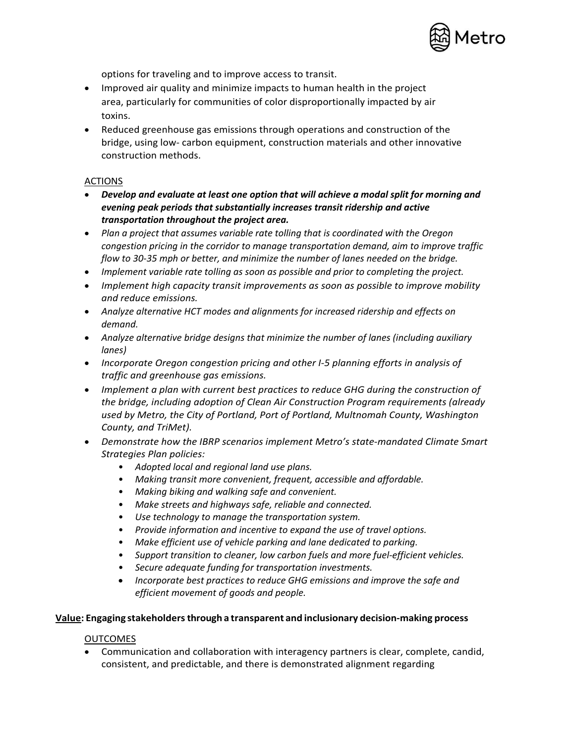options for traveling and to improve access to transit.

- Improved air quality and minimize impacts to human health in the project area, particularly for communities of color disproportionally impacted by air toxins.
- Reduced greenhouse gas emissions through operations and construction of the bridge, using low- carbon equipment, construction materials and other innovative construction methods.

ACTIONS

- ***Develop and evaluate at least one option that will achieve a modal split for morning and evening peak periods that substantially increases transit ridership and active transportation throughout the project area.***
- *Plan a project that assumes variable rate tolling that is coordinated with the Oregon congestion pricing in the corridor to manage transportation demand, aim to improve traffic flow to 30-35 mph or better, and minimize the number of lanes needed on the bridge.*
- *Implement variable rate tolling as soon as possible and prior to completing the project.*
- *Implement high capacity transit improvements as soon as possible to improve mobility and reduce emissions.*
- *Analyze alternative HCT modes and alignments for increased ridership and effects on demand.*
- *Analyze alternative bridge designs that minimize the number of lanes (including auxiliary lanes)*
- *Incorporate Oregon congestion pricing and other I-5 planning efforts in analysis of traffic and greenhouse gas emissions.*
- *Implement a plan with current best practices to reduce GHG during the construction of the bridge, including adoption of Clean Air Construction Program requirements (already used by Metro, the City of Portland, Port of Portland, Multnomah County, Washington County, and TriMet).*
- *Demonstrate how the IBRP scenarios implement Metro's state-mandated Climate Smart Strategies Plan policies:*
    - *Adopted local and regional land use plans.*
    - *Making transit more convenient, frequent, accessible and affordable.*
    - *Making biking and walking safe and convenient.*
    - *Make streets and highways safe, reliable and connected.*
    - *Use technology to manage the transportation system.*
    - *Provide information and incentive to expand the use of travel options.*
    - *Make efficient use of vehicle parking and lane dedicated to parking.*
    - *Support transition to cleaner, low carbon fuels and more fuel-efficient vehicles.*
    - *Secure adequate funding for transportation investments.*
    - *Incorporate best practices to reduce GHG emissions and improve the safe and efficient movement of goods and people.*

**Value: Engaging stakeholders through a transparent and inclusionary decision-making process**

OUTCOMES

- Communication and collaboration with interagency partners is clear, complete, candid, consistent, and predictable, and there is demonstrated alignment regarding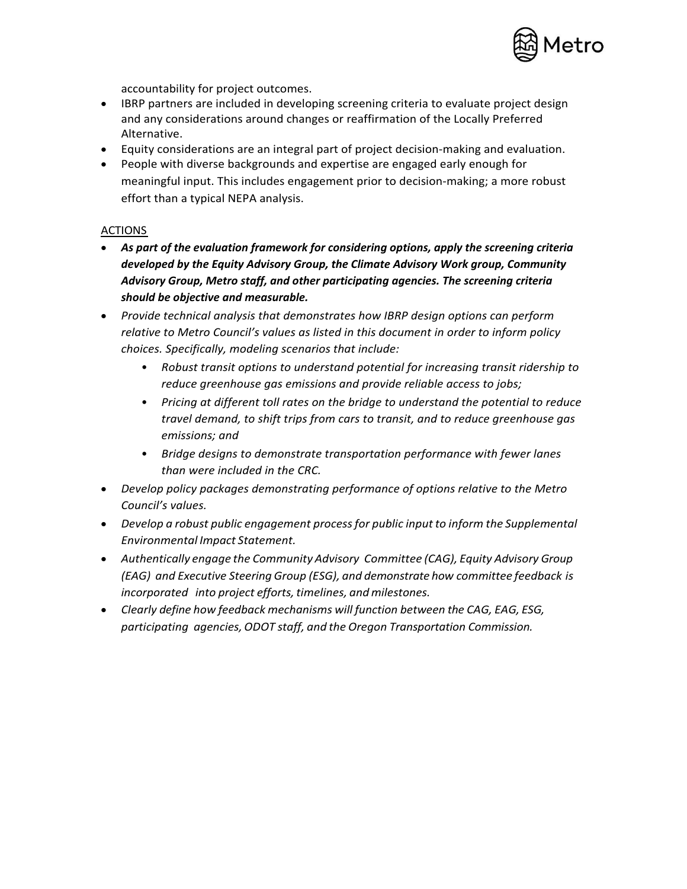accountability for project outcomes.

- IBRP partners are included in developing screening criteria to evaluate project design and any considerations around changes or reaffirmation of the Locally Preferred Alternative.
- Equity considerations are an integral part of project decision-making and evaluation.
- People with diverse backgrounds and expertise are engaged early enough for meaningful input. This includes engagement prior to decision-making; a more robust effort than a typical NEPA analysis.

<u>ACTIONS</u>

- ***As part of the evaluation framework for considering options, apply the screening criteria developed by the Equity Advisory Group, the Climate Advisory Work group, Community Advisory Group, Metro staff, and other participating agencies. The screening criteria should be objective and measurable.***
- *Provide technical analysis that demonstrates how IBRP design options can perform relative to Metro Council's values as listed in this document in order to inform policy choices. Specifically, modeling scenarios that include:*
    - *Robust transit options to understand potential for increasing transit ridership to reduce greenhouse gas emissions and provide reliable access to jobs;*
    - *Pricing at different toll rates on the bridge to understand the potential to reduce travel demand, to shift trips from cars to transit, and to reduce greenhouse gas emissions; and*
    - *Bridge designs to demonstrate transportation performance with fewer lanes than were included in the CRC.*
- *Develop policy packages demonstrating performance of options relative to the Metro Council's values.*
- *Develop a robust public engagement process for public input to inform the Supplemental Environmental Impact Statement.*
- *Authentically engage the Community Advisory Committee (CAG), Equity Advisory Group (EAG) and Executive Steering Group (ESG), and demonstrate how committee feedback is incorporated into project efforts, timelines, and milestones.*
- *Clearly define how feedback mechanisms will function between the CAG, EAG, ESG, participating agencies, ODOT staff, and the Oregon Transportation Commission.*